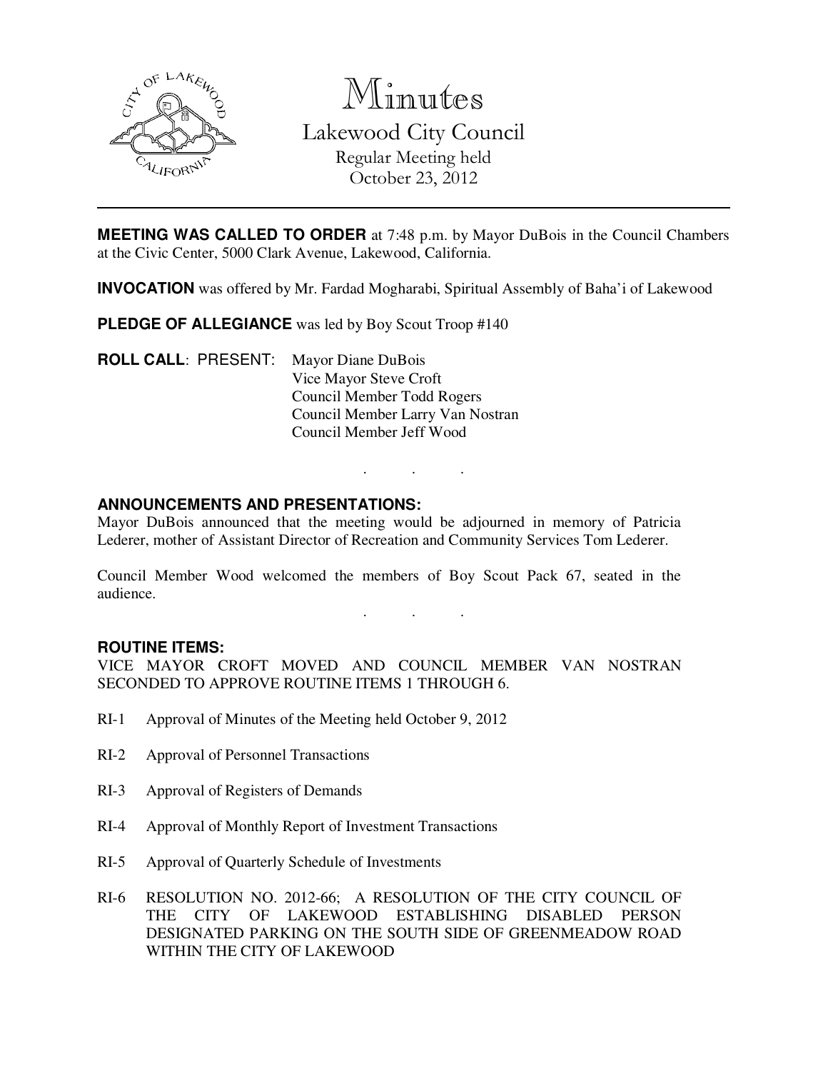# Minutes

## Lakewood City Council

Regular Meeting held
October 23, 2012

---

**MEETING WAS CALLED TO ORDER** at 7:48 p.m. by Mayor DuBois in the Council Chambers at the Civic Center, 5000 Clark Avenue, Lakewood, California.

**INVOCATION** was offered by Mr. Fardad Mogharabi, Spiritual Assembly of Baha'i of Lakewood

**PLEDGE OF ALLEGIANCE** was led by Boy Scout Troop #140

**ROLL CALL**: PRESENT:
- Mayor Diane DuBois
- Vice Mayor Steve Croft
- Council Member Todd Rogers
- Council Member Larry Van Nostran
- Council Member Jeff Wood

. . .

**ANNOUNCEMENTS AND PRESENTATIONS:**

Mayor DuBois announced that the meeting would be adjourned in memory of Patricia Lederer, mother of Assistant Director of Recreation and Community Services Tom Lederer.

Council Member Wood welcomed the members of Boy Scout Pack 67, seated in the audience.

. . .

**ROUTINE ITEMS:**

VICE MAYOR CROFT MOVED AND COUNCIL MEMBER VAN NOSTRAN SECONDED TO APPROVE ROUTINE ITEMS 1 THROUGH 6.

RI-1 Approval of Minutes of the Meeting held October 9, 2012

RI-2 Approval of Personnel Transactions

RI-3 Approval of Registers of Demands

RI-4 Approval of Monthly Report of Investment Transactions

RI-5 Approval of Quarterly Schedule of Investments

RI-6 RESOLUTION NO. 2012-66; A RESOLUTION OF THE CITY COUNCIL OF THE CITY OF LAKEWOOD ESTABLISHING DISABLED PERSON DESIGNATED PARKING ON THE SOUTH SIDE OF GREENMEADOW ROAD WITHIN THE CITY OF LAKEWOOD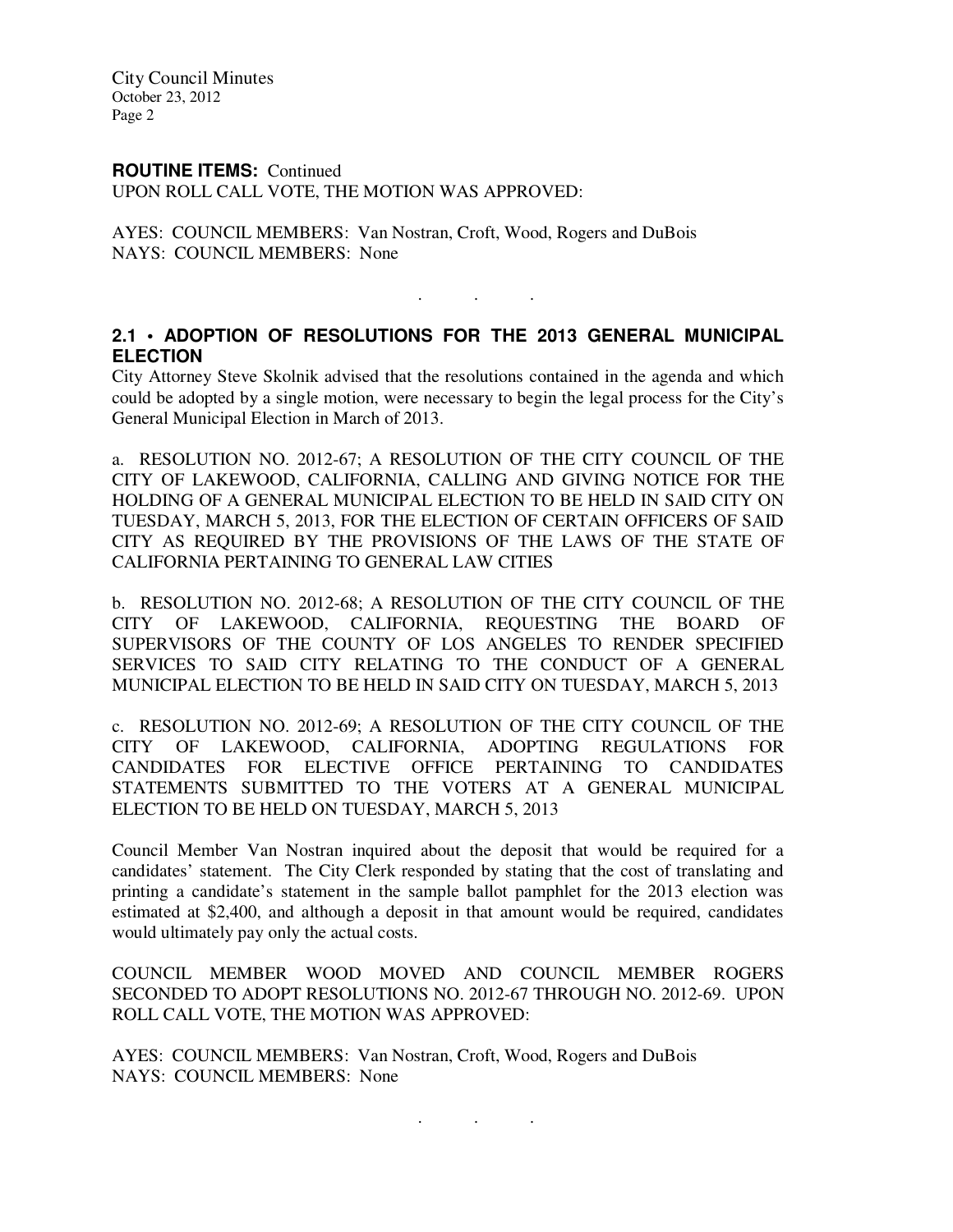**ROUTINE ITEMS:** Continued

UPON ROLL CALL VOTE, THE MOTION WAS APPROVED:

AYES: COUNCIL MEMBERS: Van Nostran, Croft, Wood, Rogers and DuBois
NAYS: COUNCIL MEMBERS: None

. . .

## 2.1 • ADOPTION OF RESOLUTIONS FOR THE 2013 GENERAL MUNICIPAL ELECTION

City Attorney Steve Skolnik advised that the resolutions contained in the agenda and which could be adopted by a single motion, were necessary to begin the legal process for the City's General Municipal Election in March of 2013.

a. RESOLUTION NO. 2012-67; A RESOLUTION OF THE CITY COUNCIL OF THE CITY OF LAKEWOOD, CALIFORNIA, CALLING AND GIVING NOTICE FOR THE HOLDING OF A GENERAL MUNICIPAL ELECTION TO BE HELD IN SAID CITY ON TUESDAY, MARCH 5, 2013, FOR THE ELECTION OF CERTAIN OFFICERS OF SAID CITY AS REQUIRED BY THE PROVISIONS OF THE LAWS OF THE STATE OF CALIFORNIA PERTAINING TO GENERAL LAW CITIES

b. RESOLUTION NO. 2012-68; A RESOLUTION OF THE CITY COUNCIL OF THE CITY OF LAKEWOOD, CALIFORNIA, REQUESTING THE BOARD OF SUPERVISORS OF THE COUNTY OF LOS ANGELES TO RENDER SPECIFIED SERVICES TO SAID CITY RELATING TO THE CONDUCT OF A GENERAL MUNICIPAL ELECTION TO BE HELD IN SAID CITY ON TUESDAY, MARCH 5, 2013

c. RESOLUTION NO. 2012-69; A RESOLUTION OF THE CITY COUNCIL OF THE CITY OF LAKEWOOD, CALIFORNIA, ADOPTING REGULATIONS FOR CANDIDATES FOR ELECTIVE OFFICE PERTAINING TO CANDIDATES STATEMENTS SUBMITTED TO THE VOTERS AT A GENERAL MUNICIPAL ELECTION TO BE HELD ON TUESDAY, MARCH 5, 2013

Council Member Van Nostran inquired about the deposit that would be required for a candidates' statement. The City Clerk responded by stating that the cost of translating and printing a candidate's statement in the sample ballot pamphlet for the 2013 election was estimated at $2,400, and although a deposit in that amount would be required, candidates would ultimately pay only the actual costs.

COUNCIL MEMBER WOOD MOVED AND COUNCIL MEMBER ROGERS SECONDED TO ADOPT RESOLUTIONS NO. 2012-67 THROUGH NO. 2012-69. UPON ROLL CALL VOTE, THE MOTION WAS APPROVED:

AYES: COUNCIL MEMBERS: Van Nostran, Croft, Wood, Rogers and DuBois
NAYS: COUNCIL MEMBERS: None

. . .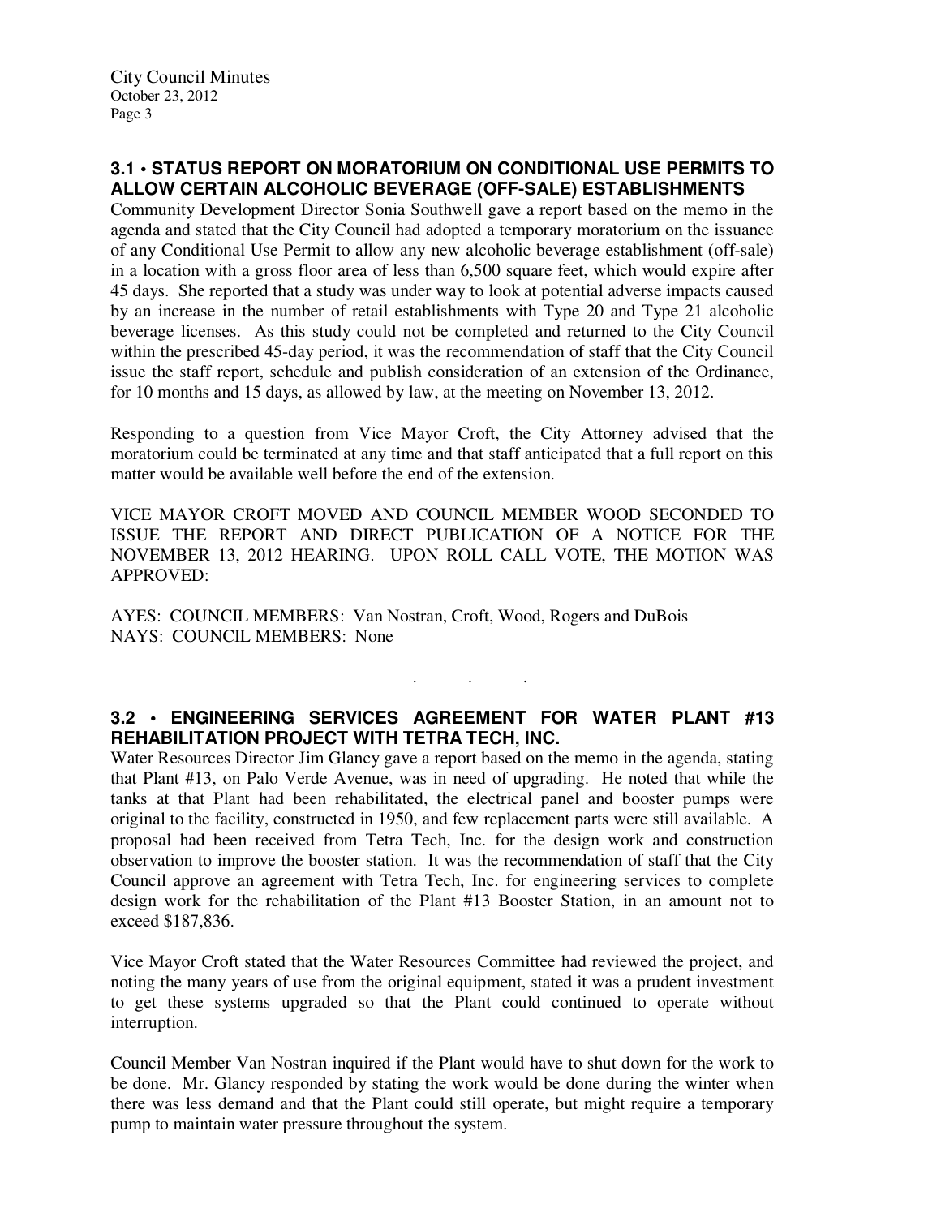### 3.1 • STATUS REPORT ON MORATORIUM ON CONDITIONAL USE PERMITS TO ALLOW CERTAIN ALCOHOLIC BEVERAGE (OFF-SALE) ESTABLISHMENTS

Community Development Director Sonia Southwell gave a report based on the memo in the agenda and stated that the City Council had adopted a temporary moratorium on the issuance of any Conditional Use Permit to allow any new alcoholic beverage establishment (off-sale) in a location with a gross floor area of less than 6,500 square feet, which would expire after 45 days. She reported that a study was under way to look at potential adverse impacts caused by an increase in the number of retail establishments with Type 20 and Type 21 alcoholic beverage licenses. As this study could not be completed and returned to the City Council within the prescribed 45-day period, it was the recommendation of staff that the City Council issue the staff report, schedule and publish consideration of an extension of the Ordinance, for 10 months and 15 days, as allowed by law, at the meeting on November 13, 2012.

Responding to a question from Vice Mayor Croft, the City Attorney advised that the moratorium could be terminated at any time and that staff anticipated that a full report on this matter would be available well before the end of the extension.

VICE MAYOR CROFT MOVED AND COUNCIL MEMBER WOOD SECONDED TO ISSUE THE REPORT AND DIRECT PUBLICATION OF A NOTICE FOR THE NOVEMBER 13, 2012 HEARING. UPON ROLL CALL VOTE, THE MOTION WAS APPROVED:

AYES: COUNCIL MEMBERS: Van Nostran, Croft, Wood, Rogers and DuBois
NAYS: COUNCIL MEMBERS: None

. . .

### 3.2 • ENGINEERING SERVICES AGREEMENT FOR WATER PLANT #13 REHABILITATION PROJECT WITH TETRA TECH, INC.

Water Resources Director Jim Glancy gave a report based on the memo in the agenda, stating that Plant #13, on Palo Verde Avenue, was in need of upgrading. He noted that while the tanks at that Plant had been rehabilitated, the electrical panel and booster pumps were original to the facility, constructed in 1950, and few replacement parts were still available. A proposal had been received from Tetra Tech, Inc. for the design work and construction observation to improve the booster station. It was the recommendation of staff that the City Council approve an agreement with Tetra Tech, Inc. for engineering services to complete design work for the rehabilitation of the Plant #13 Booster Station, in an amount not to exceed $187,836.

Vice Mayor Croft stated that the Water Resources Committee had reviewed the project, and noting the many years of use from the original equipment, stated it was a prudent investment to get these systems upgraded so that the Plant could continued to operate without interruption.

Council Member Van Nostran inquired if the Plant would have to shut down for the work to be done. Mr. Glancy responded by stating the work would be done during the winter when there was less demand and that the Plant could still operate, but might require a temporary pump to maintain water pressure throughout the system.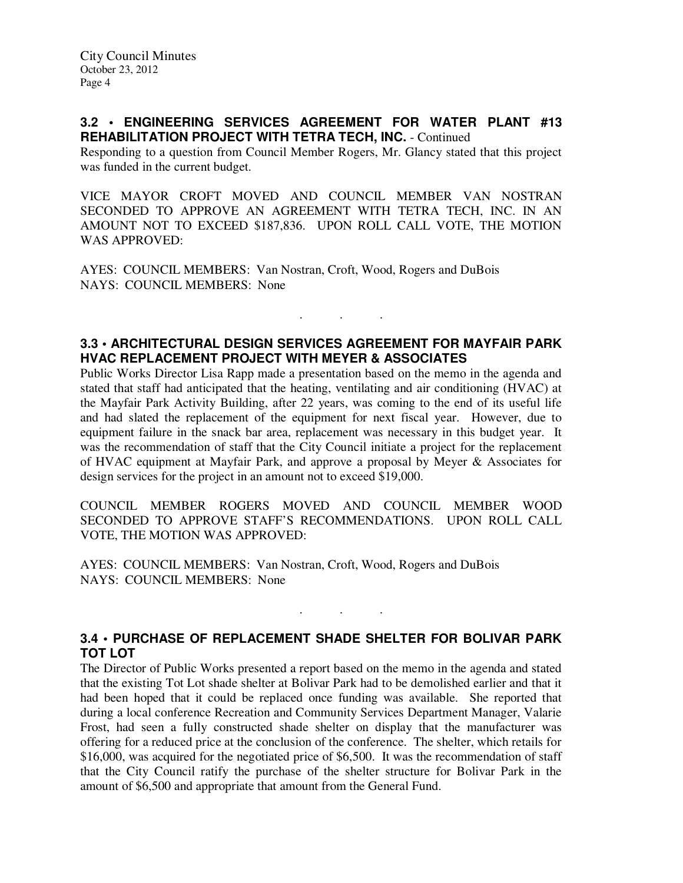### 3.2 • ENGINEERING SERVICES AGREEMENT FOR WATER PLANT #13 REHABILITATION PROJECT WITH TETRA TECH, INC. - Continued

Responding to a question from Council Member Rogers, Mr. Glancy stated that this project was funded in the current budget.

VICE MAYOR CROFT MOVED AND COUNCIL MEMBER VAN NOSTRAN SECONDED TO APPROVE AN AGREEMENT WITH TETRA TECH, INC. IN AN AMOUNT NOT TO EXCEED $187,836. UPON ROLL CALL VOTE, THE MOTION WAS APPROVED:

AYES: COUNCIL MEMBERS: Van Nostran, Croft, Wood, Rogers and DuBois
NAYS: COUNCIL MEMBERS: None

. . .

### 3.3 • ARCHITECTURAL DESIGN SERVICES AGREEMENT FOR MAYFAIR PARK HVAC REPLACEMENT PROJECT WITH MEYER & ASSOCIATES

Public Works Director Lisa Rapp made a presentation based on the memo in the agenda and stated that staff had anticipated that the heating, ventilating and air conditioning (HVAC) at the Mayfair Park Activity Building, after 22 years, was coming to the end of its useful life and had slated the replacement of the equipment for next fiscal year. However, due to equipment failure in the snack bar area, replacement was necessary in this budget year. It was the recommendation of staff that the City Council initiate a project for the replacement of HVAC equipment at Mayfair Park, and approve a proposal by Meyer & Associates for design services for the project in an amount not to exceed $19,000.

COUNCIL MEMBER ROGERS MOVED AND COUNCIL MEMBER WOOD SECONDED TO APPROVE STAFF'S RECOMMENDATIONS. UPON ROLL CALL VOTE, THE MOTION WAS APPROVED:

AYES: COUNCIL MEMBERS: Van Nostran, Croft, Wood, Rogers and DuBois
NAYS: COUNCIL MEMBERS: None

. . .

### 3.4 • PURCHASE OF REPLACEMENT SHADE SHELTER FOR BOLIVAR PARK TOT LOT

The Director of Public Works presented a report based on the memo in the agenda and stated that the existing Tot Lot shade shelter at Bolivar Park had to be demolished earlier and that it had been hoped that it could be replaced once funding was available. She reported that during a local conference Recreation and Community Services Department Manager, Valarie Frost, had seen a fully constructed shade shelter on display that the manufacturer was offering for a reduced price at the conclusion of the conference. The shelter, which retails for $16,000, was acquired for the negotiated price of $6,500. It was the recommendation of staff that the City Council ratify the purchase of the shelter structure for Bolivar Park in the amount of $6,500 and appropriate that amount from the General Fund.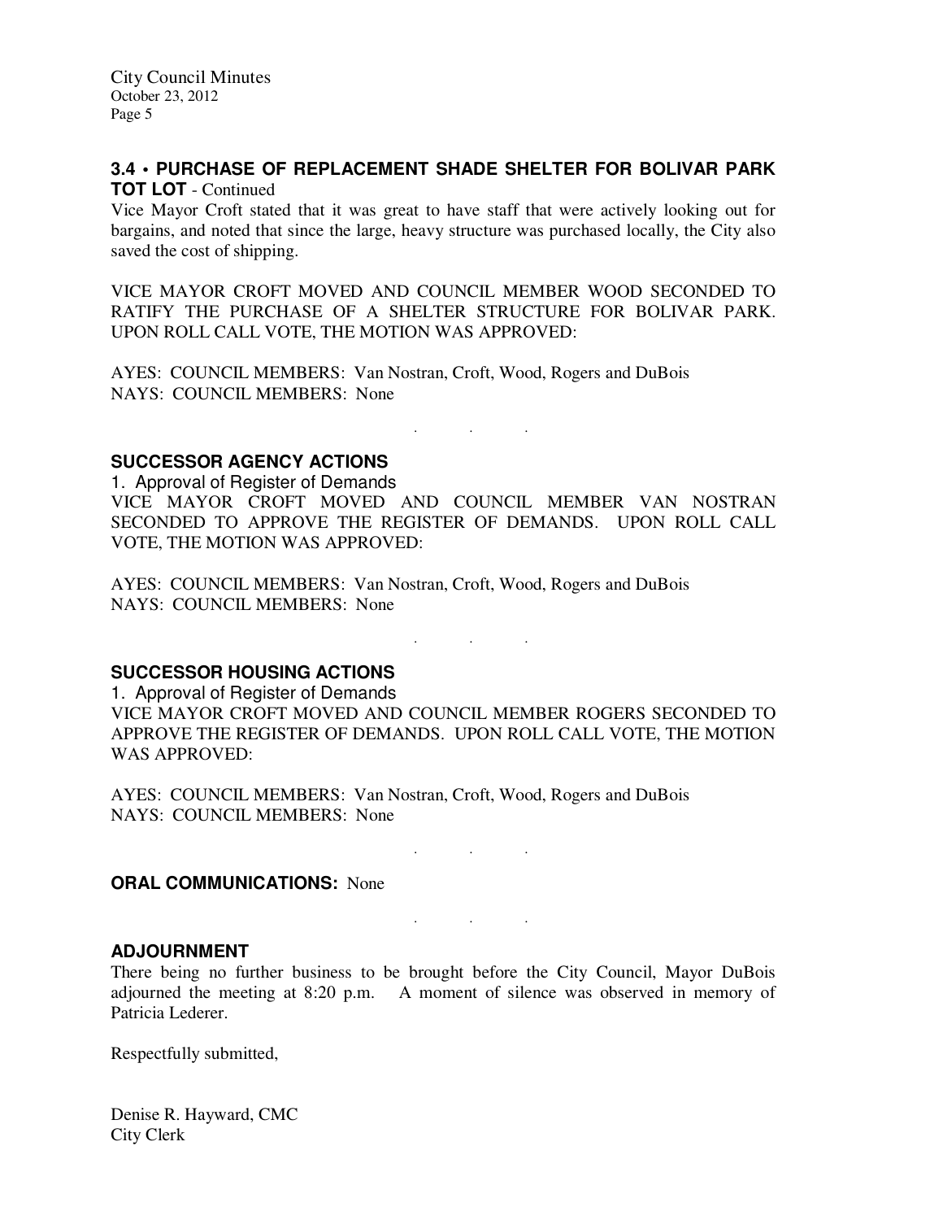### 3.4 • PURCHASE OF REPLACEMENT SHADE SHELTER FOR BOLIVAR PARK TOT LOT - Continued

Vice Mayor Croft stated that it was great to have staff that were actively looking out for bargains, and noted that since the large, heavy structure was purchased locally, the City also saved the cost of shipping.

VICE MAYOR CROFT MOVED AND COUNCIL MEMBER WOOD SECONDED TO RATIFY THE PURCHASE OF A SHELTER STRUCTURE FOR BOLIVAR PARK. UPON ROLL CALL VOTE, THE MOTION WAS APPROVED:

AYES: COUNCIL MEMBERS: Van Nostran, Croft, Wood, Rogers and DuBois
NAYS: COUNCIL MEMBERS: None

. . .

## SUCCESSOR AGENCY ACTIONS

1. Approval of Register of Demands

VICE MAYOR CROFT MOVED AND COUNCIL MEMBER VAN NOSTRAN SECONDED TO APPROVE THE REGISTER OF DEMANDS. UPON ROLL CALL VOTE, THE MOTION WAS APPROVED:

AYES: COUNCIL MEMBERS: Van Nostran, Croft, Wood, Rogers and DuBois
NAYS: COUNCIL MEMBERS: None

. . .

## SUCCESSOR HOUSING ACTIONS

1. Approval of Register of Demands

VICE MAYOR CROFT MOVED AND COUNCIL MEMBER ROGERS SECONDED TO APPROVE THE REGISTER OF DEMANDS. UPON ROLL CALL VOTE, THE MOTION WAS APPROVED:

AYES: COUNCIL MEMBERS: Van Nostran, Croft, Wood, Rogers and DuBois
NAYS: COUNCIL MEMBERS: None

. . .

**ORAL COMMUNICATIONS:** None

. . .

## ADJOURNMENT

There being no further business to be brought before the City Council, Mayor DuBois adjourned the meeting at 8:20 p.m. A moment of silence was observed in memory of Patricia Lederer.

Respectfully submitted,

Denise R. Hayward, CMC
City Clerk